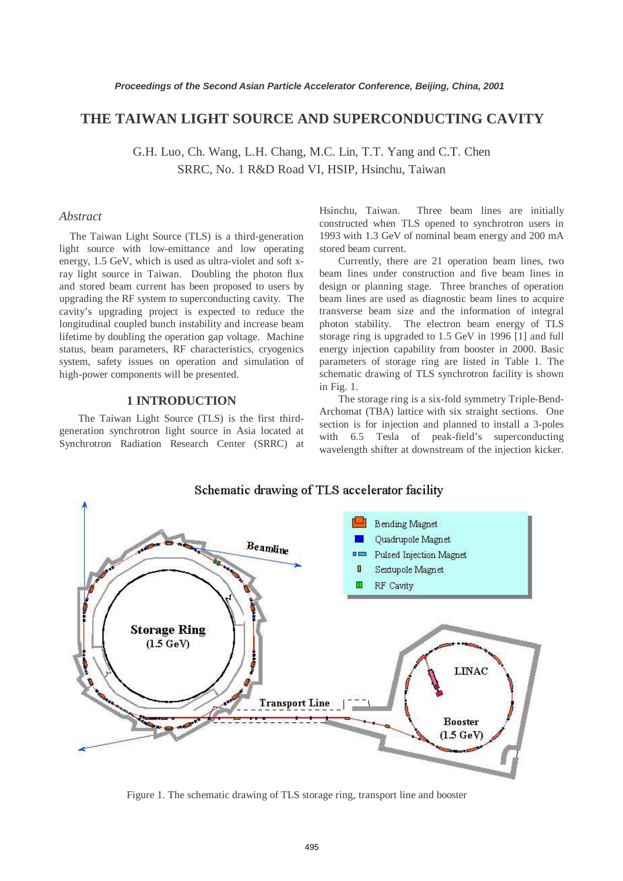# THE TAIWAN LIGHT SOURCE AND SUPERCONDUCTING CAVITY

G.H. Luo, Ch. Wang, L.H. Chang, M.C. Lin, T.T. Yang and C.T. Chen
SRRC, No. 1 R&D Road VI, HSIP, Hsinchu, Taiwan

## *Abstract*

The Taiwan Light Source (TLS) is a third-generation light source with low-emittance and low operating energy, 1.5 GeV, which is used as ultra-violet and soft x-ray light source in Taiwan. Doubling the photon flux and stored beam current has been proposed to users by upgrading the RF system to superconducting cavity. The cavity's upgrading project is expected to reduce the longitudinal coupled bunch instability and increase beam lifetime by doubling the operation gap voltage. Machine status, beam parameters, RF characteristics, cryogenics system, safety issues on operation and simulation of high-power components will be presented.

## 1 INTRODUCTION

The Taiwan Light Source (TLS) is the first third-generation synchrotron light source in Asia located at Synchrotron Radiation Research Center (SRRC) at Hsinchu, Taiwan. Three beam lines are initially constructed when TLS opened to synchrotron users in 1993 with 1.3 GeV of nominal beam energy and 200 mA stored beam current.

Currently, there are 21 operation beam lines, two beam lines under construction and five beam lines in design or planning stage. Three branches of operation beam lines are used as diagnostic beam lines to acquire transverse beam size and the information of integral photon stability. The electron beam energy of TLS storage ring is upgraded to 1.5 GeV in 1996 [1] and full energy injection capability from booster in 2000. Basic parameters of storage ring are listed in Table 1. The schematic drawing of TLS synchrotron facility is shown in Fig. 1.

The storage ring is a six-fold symmetry Triple-Bend-Archomat (TBA) lattice with six straight sections. One section is for injection and planned to install a 3-poles with 6.5 Tesla of peak-field's superconducting wavelength shifter at downstream of the injection kicker.

Schematic drawing of TLS accelerator facility

Figure 1. The schematic drawing of TLS storage ring, transport line and booster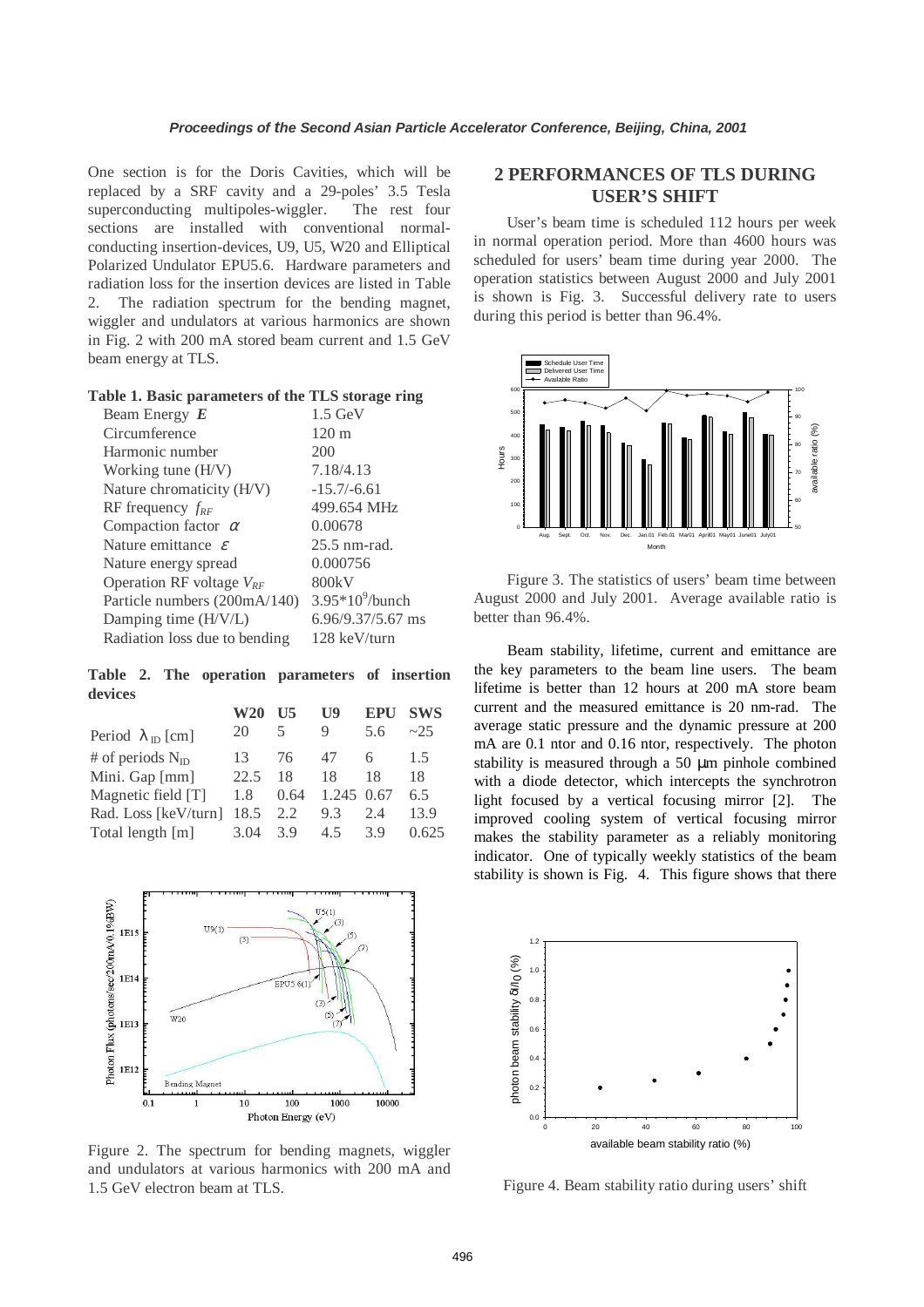One section is for the Doris Cavities, which will be replaced by a SRF cavity and a 29-poles' 3.5 Tesla superconducting multipoles-wiggler. The rest four sections are installed with conventional normal-conducting insertion-devices, U9, U5, W20 and Elliptical Polarized Undulator EPU5.6. Hardware parameters and radiation loss for the insertion devices are listed in Table 2. The radiation spectrum for the bending magnet, wiggler and undulators at various harmonics are shown in Fig. 2 with 200 mA stored beam current and 1.5 GeV beam energy at TLS.

**Table 1. Basic parameters of the TLS storage ring**

| | |
|---|---|
| Beam Energy $E$ | 1.5 GeV |
| Circumference | 120 m |
| Harmonic number | 200 |
| Working tune (H/V) | 7.18/4.13 |
| Nature chromaticity (H/V) | -15.7/-6.61 |
| RF frequency $f_{RF}$ | 499.654 MHz |
| Compaction factor $\alpha$ | 0.00678 |
| Nature emittance $\varepsilon$ | 25.5 nm-rad. |
| Nature energy spread | 0.000756 |
| Operation RF voltage $V_{RF}$ | 800kV |
| Particle numbers (200mA/140) | $3.95*10^9$/bunch |
| Damping time (H/V/L) | 6.96/9.37/5.67 ms |
| Radiation loss due to bending | 128 keV/turn |

**Table 2. The operation parameters of insertion devices**

| | W20 | U5 | U9 | EPU | SWS |
|---|---|---|---|---|---|
| Period $\lambda_{ID}$ [cm] | 20 | 5 | 9 | 5.6 | ~25 |
| # of periods $N_{ID}$ | 13 | 76 | 47 | 6 | 1.5 |
| Mini. Gap [mm] | 22.5 | 18 | 18 | 18 | 18 |
| Magnetic field [T] | 1.8 | 0.64 | 1.245 | 0.67 | 6.5 |
| Rad. Loss [keV/turn] | 18.5 | 2.2 | 9.3 | 2.4 | 13.9 |
| Total length [m] | 3.04 | 3.9 | 4.5 | 3.9 | 0.625 |

Figure 2. The spectrum for bending magnets, wiggler and undulators at various harmonics with 200 mA and 1.5 GeV electron beam at TLS.

## 2 PERFORMANCES OF TLS DURING USER'S SHIFT

User's beam time is scheduled 112 hours per week in normal operation period. More than 4600 hours was scheduled for users' beam time during year 2000. The operation statistics between August 2000 and July 2001 is shown is Fig. 3. Successful delivery rate to users during this period is better than 96.4%.

Figure 3. The statistics of users' beam time between August 2000 and July 2001. Average available ratio is better than 96.4%.

Beam stability, lifetime, current and emittance are the key parameters to the beam line users. The beam lifetime is better than 12 hours at 200 mA store beam current and the measured emittance is 20 nm-rad. The average static pressure and the dynamic pressure at 200 mA are 0.1 ntor and 0.16 ntor, respectively. The photon stability is measured through a 50 μm pinhole combined with a diode detector, which intercepts the synchrotron light focused by a vertical focusing mirror [2]. The improved cooling system of vertical focusing mirror makes the stability parameter as a reliably monitoring indicator. One of typically weekly statistics of the beam stability is shown is Fig. 4. This figure shows that there

Figure 4. Beam stability ratio during users' shift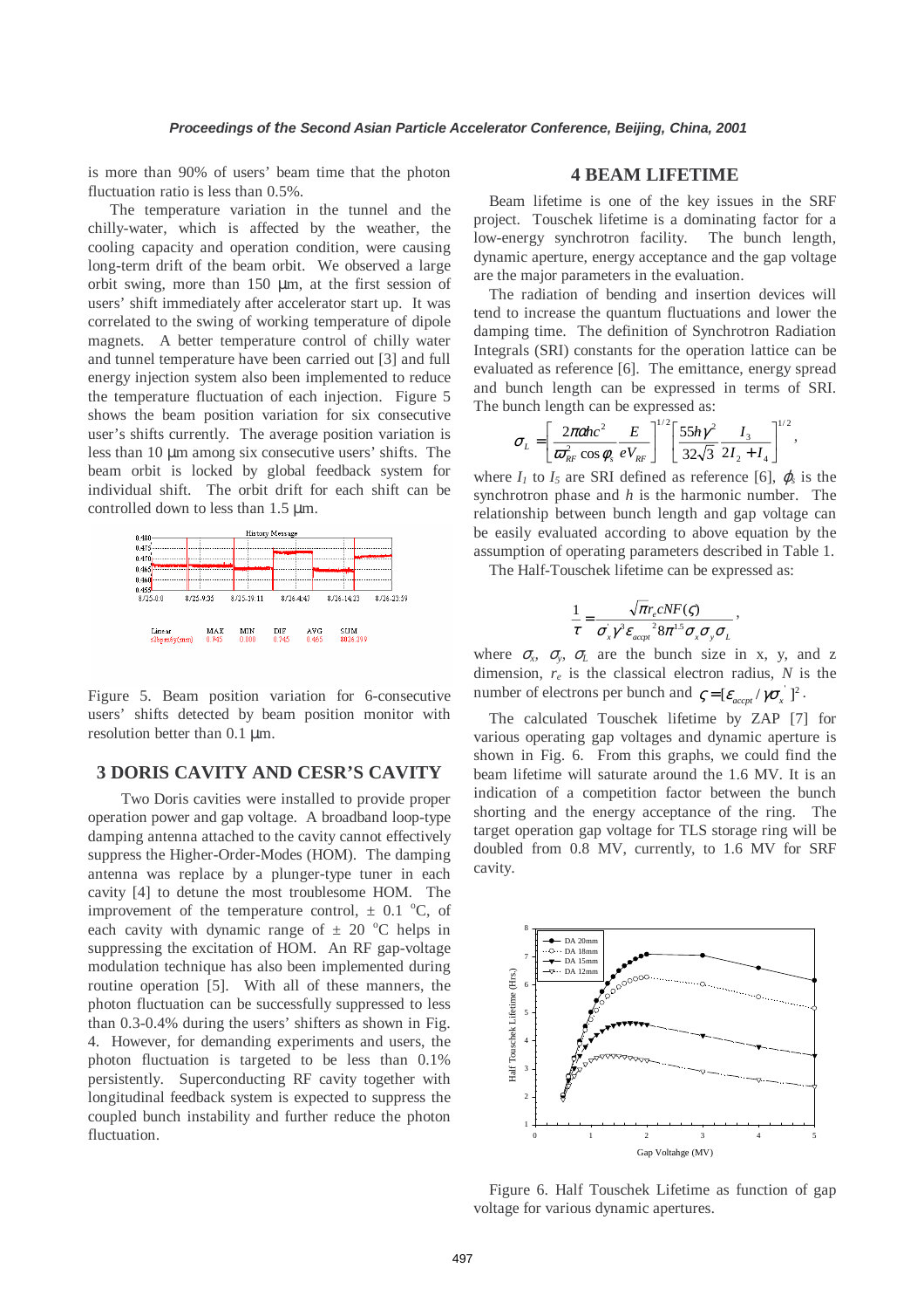is more than 90% of users' beam time that the photon fluctuation ratio is less than 0.5%.

The temperature variation in the tunnel and the chilly-water, which is affected by the weather, the cooling capacity and operation condition, were causing long-term drift of the beam orbit. We observed a large orbit swing, more than 150 μm, at the first session of users' shift immediately after accelerator start up. It was correlated to the swing of working temperature of dipole magnets. A better temperature control of chilly water and tunnel temperature have been carried out [3] and full energy injection system also been implemented to reduce the temperature fluctuation of each injection. Figure 5 shows the beam position variation for six consecutive user's shifts currently. The average position variation is less than 10 μm among six consecutive users' shifts. The beam orbit is locked by global feedback system for individual shift. The orbit drift for each shift can be controlled down to less than 1.5 μm.

Figure 5. Beam position variation for 6-consecutive users' shifts detected by beam position monitor with resolution better than 0.1 μm.

## 3 DORIS CAVITY AND CESR'S CAVITY

Two Doris cavities were installed to provide proper operation power and gap voltage. A broadband loop-type damping antenna attached to the cavity cannot effectively suppress the Higher-Order-Modes (HOM). The damping antenna was replace by a plunger-type tuner in each cavity [4] to detune the most troublesome HOM. The improvement of the temperature control, ± 0.1 °C, of each cavity with dynamic range of ± 20 °C helps in suppressing the excitation of HOM. An RF gap-voltage modulation technique has also been implemented during routine operation [5]. With all of these manners, the photon fluctuation can be successfully suppressed to less than 0.3-0.4% during the users' shifters as shown in Fig. 4. However, for demanding experiments and users, the photon fluctuation is targeted to be less than 0.1% persistently. Superconducting RF cavity together with longitudinal feedback system is expected to suppress the coupled bunch instability and further reduce the photon fluctuation.

## 4 BEAM LIFETIME

Beam lifetime is one of the key issues in the SRF project. Touschek lifetime is a dominating factor for a low-energy synchrotron facility. The bunch length, dynamic aperture, energy acceptance and the gap voltage are the major parameters in the evaluation.

The radiation of bending and insertion devices will tend to increase the quantum fluctuations and lower the damping time. The definition of Synchrotron Radiation Integrals (SRI) constants for the operation lattice can be evaluated as reference [6]. The emittance, energy spread and bunch length can be expressed in terms of SRI. The bunch length can be expressed as:

$$\sigma_L = \left[\frac{2\pi\alpha h c^2}{\varpi_{RF}^2 \cos\phi_s}\frac{E}{eV_{RF}}\right]^{1/2}\left[\frac{55h\gamma^2}{32\sqrt{3}}\frac{I_3}{2I_2+I_4}\right]^{1/2},$$

where $I_1$ to $I_5$ are SRI defined as reference [6], $\varphi_s$ is the synchrotron phase and $h$ is the harmonic number. The relationship between bunch length and gap voltage can be easily evaluated according to above equation by the assumption of operating parameters described in Table 1.

The Half-Touschek lifetime can be expressed as:

$$\frac{1}{\tau} = \frac{\sqrt{\pi}r_e cNF(\varsigma)}{\sigma_x^{'}\gamma^3\varepsilon_{accpt}{}^2 8\pi^{1.5}\sigma_x\sigma_y\sigma_L},$$

where $\sigma_x$, $\sigma_y$, $\sigma_L$ are the bunch size in x, y, and z dimension, $r_e$ is the classical electron radius, $N$ is the number of electrons per bunch and $\varsigma = [\varepsilon_{accpt}/\gamma\sigma_x^{'}]^2$.

The calculated Touschek lifetime by ZAP [7] for various operating gap voltages and dynamic aperture is shown in Fig. 6. From this graphs, we could find the beam lifetime will saturate around the 1.6 MV. It is an indication of a competition factor between the bunch shorting and the energy acceptance of the ring. The target operation gap voltage for TLS storage ring will be doubled from 0.8 MV, currently, to 1.6 MV for SRF cavity.

Figure 6. Half Touschek Lifetime as function of gap voltage for various dynamic apertures.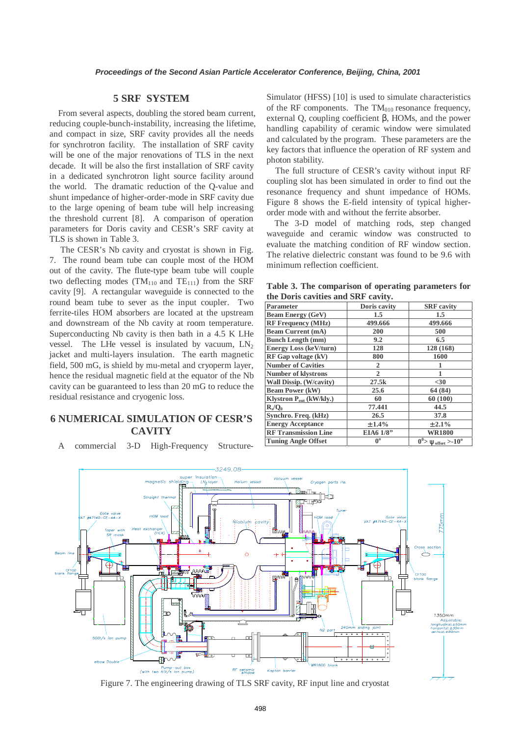## 5 SRF SYSTEM

From several aspects, doubling the stored beam current, reducing couple-bunch-instability, increasing the lifetime, and compact in size, SRF cavity provides all the needs for synchrotron facility. The installation of SRF cavity will be one of the major renovations of TLS in the next decade. It will be also the first installation of SRF cavity in a dedicated synchrotron light source facility around the world. The dramatic reduction of the Q-value and shunt impedance of higher-order-mode in SRF cavity due to the large opening of beam tube will help increasing the threshold current [8]. A comparison of operation parameters for Doris cavity and CESR's SRF cavity at TLS is shown in Table 3.

The CESR's Nb cavity and cryostat is shown in Fig. 7. The round beam tube can couple most of the HOM out of the cavity. The flute-type beam tube will couple two deflecting modes ($TM_{110}$ and $TE_{111}$) from the SRF cavity [9]. A rectangular waveguide is connected to the round beam tube to sever as the input coupler. Two ferrite-tiles HOM absorbers are located at the upstream and downstream of the Nb cavity at room temperature. Superconducting Nb cavity is then bath in a 4.5 K LHe vessel. The LHe vessel is insulated by vacuum, $LN_2$ jacket and multi-layers insulation. The earth magnetic field, 500 mG, is shield by mu-metal and cryoperm layer, hence the residual magnetic field at the equator of the Nb cavity can be guaranteed to less than 20 mG to reduce the residual resistance and cryogenic loss.

## 6 NUMERICAL SIMULATION OF CESR'S CAVITY

A commercial 3-D High-Frequency Structure-Simulator (HFSS) [10] is used to simulate characteristics of the RF components. The $TM_{010}$ resonance frequency, external Q, coupling coefficient β, HOMs, and the power handling capability of ceramic window were simulated and calculated by the program. These parameters are the key factors that influence the operation of RF system and photon stability.

The full structure of CESR's cavity without input RF coupling slot has been simulated in order to find out the resonance frequency and shunt impedance of HOMs. Figure 8 shows the E-field intensity of typical higher-order mode with and without the ferrite absorber.

The 3-D model of matching rods, step changed waveguide and ceramic window was constructed to evaluate the matching condition of RF window section. The relative dielectric constant was found to be 9.6 with minimum reflection coefficient.

**Table 3. The comparison of operating parameters for the Doris cavities and SRF cavity.**

| Parameter | Doris cavity | SRF cavity |
|---|---|---|
| Beam Energy (GeV) | 1.5 | 1.5 |
| RF Frequency (MHz) | 499.666 | 499.666 |
| Beam Current (mA) | 200 | 500 |
| Bunch Length (mm) | 9.2 | 6.5 |
| Energy Loss (keV/turn) | 128 | 128 (168) |
| RF Gap voltage (kV) | 800 | 1600 |
| Number of Cavities | 2 | 1 |
| Number of klystrons | 2 | 1 |
| Wall Dissip. (W/cavity) | 27.5k | <30 |
| Beam Power (kW) | 25.6 | 64 (84) |
| Klystron $P_{out}$ (kW/kly.) | 60 | 60 (100) |
| $R_s/Q_0$ | 77.441 | 44.5 |
| Synchro. Freq. (kHz) | 26.5 | 37.8 |
| Energy Acceptance | ±1.4% | ±2.1% |
| RF Transmission Line | EIA6 1/8" | WR1800 |
| Tuning Angle Offset | 0° | $0^0 > \psi_{offset} > -10^o$ |

Figure 7. The engineering drawing of TLS SRF cavity, RF input line and cryostat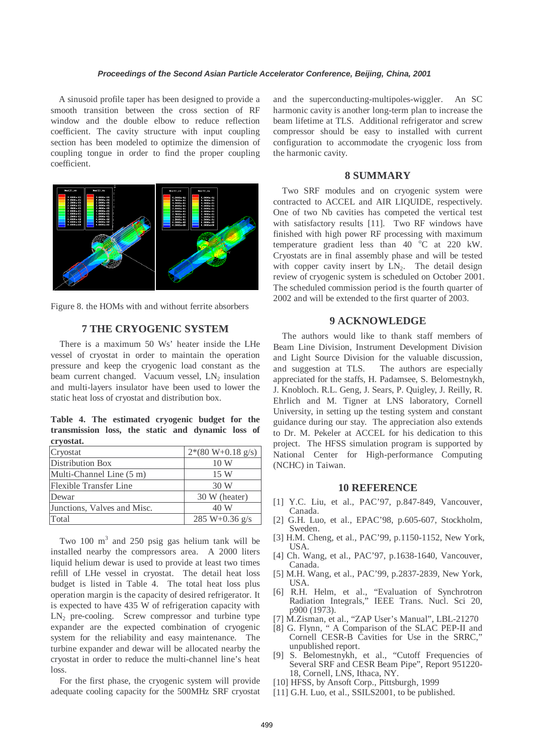A sinusoid profile taper has been designed to provide a smooth transition between the cross section of RF window and the double elbow to reduce reflection coefficient. The cavity structure with input coupling section has been modeled to optimize the dimension of coupling tongue in order to find the proper coupling coefficient.

Figure 8. the HOMs with and without ferrite absorbers

## 7 THE CRYOGENIC SYSTEM

There is a maximum 50 Ws' heater inside the LHe vessel of cryostat in order to maintain the operation pressure and keep the cryogenic load constant as the beam current changed. Vacuum vessel, $LN_2$ insulation and multi-layers insulator have been used to lower the static heat loss of cryostat and distribution box.

**Table 4. The estimated cryogenic budget for the transmission loss, the static and dynamic loss of cryostat.**

| | |
|---|---|
| Cryostat | 2*(80 W+0.18 g/s) |
| Distribution Box | 10 W |
| Multi-Channel Line (5 m) | 15 W |
| Flexible Transfer Line | 30 W |
| Dewar | 30 W (heater) |
| Junctions, Valves and Misc. | 40 W |
| Total | 285 W+0.36 g/s |

Two 100 $m^3$ and 250 psig gas helium tank will be installed nearby the compressors area. A 2000 liters liquid helium dewar is used to provide at least two times refill of LHe vessel in cryostat. The detail heat loss budget is listed in Table 4. The total heat loss plus operation margin is the capacity of desired refrigerator. It is expected to have 435 W of refrigeration capacity with $LN_2$ pre-cooling. Screw compressor and turbine type expander are the expected combination of cryogenic system for the reliability and easy maintenance. The turbine expander and dewar will be allocated nearby the cryostat in order to reduce the multi-channel line's heat loss.

For the first phase, the cryogenic system will provide adequate cooling capacity for the 500MHz SRF cryostat and the superconducting-multipoles-wiggler. An SC harmonic cavity is another long-term plan to increase the beam lifetime at TLS. Additional refrigerator and screw compressor should be easy to installed with current configuration to accommodate the cryogenic loss from the harmonic cavity.

## 8 SUMMARY

Two SRF modules and on cryogenic system were contracted to ACCEL and AIR LIQUIDE, respectively. One of two Nb cavities has competed the vertical test with satisfactory results [11]. Two RF windows have finished with high power RF processing with maximum temperature gradient less than 40 $^{o}$C at 220 kW. Cryostats are in final assembly phase and will be tested with copper cavity insert by $LN_2$. The detail design review of cryogenic system is scheduled on October 2001. The scheduled commission period is the fourth quarter of 2002 and will be extended to the first quarter of 2003.

## 9 ACKNOWLEDGE

The authors would like to thank staff members of Beam Line Division, Instrument Development Division and Light Source Division for the valuable discussion, and suggestion at TLS. The authors are especially appreciated for the staffs, H. Padamsee, S. Belomestnykh, J. Knobloch. R.L. Geng, J. Sears, P. Quigley, J. Reilly, R. Ehrlich and M. Tigner at LNS laboratory, Cornell University, in setting up the testing system and constant guidance during our stay. The appreciation also extends to Dr. M. Pekeler at ACCEL for his dedication to this project. The HFSS simulation program is supported by National Center for High-performance Computing (NCHC) in Taiwan.

## 10 REFERENCE

[1] Y.C. Liu, et al., PAC'97, p.847-849, Vancouver, Canada.
[2] G.H. Luo, et al., EPAC'98, p.605-607, Stockholm, Sweden.
[3] H.M. Cheng, et al., PAC'99, p.1150-1152, New York, USA.
[4] Ch. Wang, et al., PAC'97, p.1638-1640, Vancouver, Canada.
[5] M.H. Wang, et al., PAC'99, p.2837-2839, New York, USA.
[6] R.H. Helm, et al., "Evaluation of Synchrotron Radiation Integrals," IEEE Trans. Nucl. Sci 20, p900 (1973).
[7] M.Zisman, et al., "ZAP User's Manual", LBL-21270
[8] G. Flynn, " A Comparison of the SLAC PEP-II and Cornell CESR-B Cavities for Use in the SRRC," unpublished report.
[9] S. Belomestnykh, et al., "Cutoff Frequencies of Several SRF and CESR Beam Pipe", Report 951220-18, Cornell, LNS, Ithaca, NY.
[10] HFSS, by Ansoft Corp., Pittsburgh, 1999
[11] G.H. Luo, et al., SSILS2001, to be published.